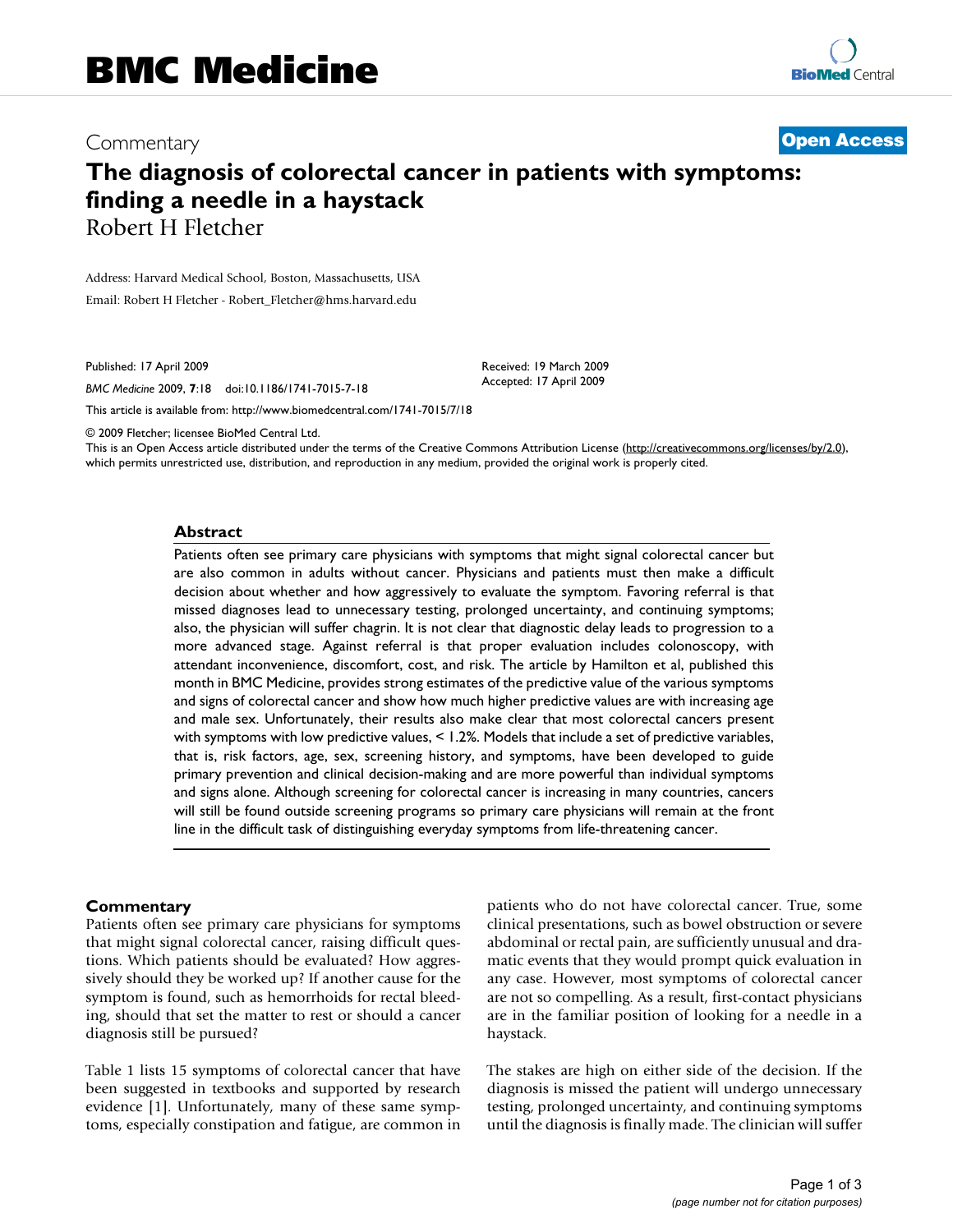# BMC Medicine

Commentary

**Open Access**

# The diagnosis of colorectal cancer in patients with symptoms: finding a needle in a haystack

Robert H Fletcher

Address: Harvard Medical School, Boston, Massachusetts, USA

Email: Robert H Fletcher - Robert_Fletcher@hms.harvard.edu

Published: 17 April 2009

*BMC Medicine* 2009, **7**:18 doi:10.1186/1741-7015-7-18

Received: 19 March 2009
Accepted: 17 April 2009

This article is available from: http://www.biomedcentral.com/1741-7015/7/18

© 2009 Fletcher; licensee BioMed Central Ltd.

This is an Open Access article distributed under the terms of the Creative Commons Attribution License (http://creativecommons.org/licenses/by/2.0), which permits unrestricted use, distribution, and reproduction in any medium, provided the original work is properly cited.

## Abstract

Patients often see primary care physicians with symptoms that might signal colorectal cancer but are also common in adults without cancer. Physicians and patients must then make a difficult decision about whether and how aggressively to evaluate the symptom. Favoring referral is that missed diagnoses lead to unnecessary testing, prolonged uncertainty, and continuing symptoms; also, the physician will suffer chagrin. It is not clear that diagnostic delay leads to progression to a more advanced stage. Against referral is that proper evaluation includes colonoscopy, with attendant inconvenience, discomfort, cost, and risk. The article by Hamilton et al, published this month in BMC Medicine, provides strong estimates of the predictive value of the various symptoms and signs of colorectal cancer and show how much higher predictive values are with increasing age and male sex. Unfortunately, their results also make clear that most colorectal cancers present with symptoms with low predictive values, < 1.2%. Models that include a set of predictive variables, that is, risk factors, age, sex, screening history, and symptoms, have been developed to guide primary prevention and clinical decision-making and are more powerful than individual symptoms and signs alone. Although screening for colorectal cancer is increasing in many countries, cancers will still be found outside screening programs so primary care physicians will remain at the front line in the difficult task of distinguishing everyday symptoms from life-threatening cancer.

## Commentary

Patients often see primary care physicians for symptoms that might signal colorectal cancer, raising difficult questions. Which patients should be evaluated? How aggressively should they be worked up? If another cause for the symptom is found, such as hemorrhoids for rectal bleeding, should that set the matter to rest or should a cancer diagnosis still be pursued?

Table 1 lists 15 symptoms of colorectal cancer that have been suggested in textbooks and supported by research evidence [1]. Unfortunately, many of these same symptoms, especially constipation and fatigue, are common in patients who do not have colorectal cancer. True, some clinical presentations, such as bowel obstruction or severe abdominal or rectal pain, are sufficiently unusual and dramatic events that they would prompt quick evaluation in any case. However, most symptoms of colorectal cancer are not so compelling. As a result, first-contact physicians are in the familiar position of looking for a needle in a haystack.

The stakes are high on either side of the decision. If the diagnosis is missed the patient will undergo unnecessary testing, prolonged uncertainty, and continuing symptoms until the diagnosis is finally made. The clinician will suffer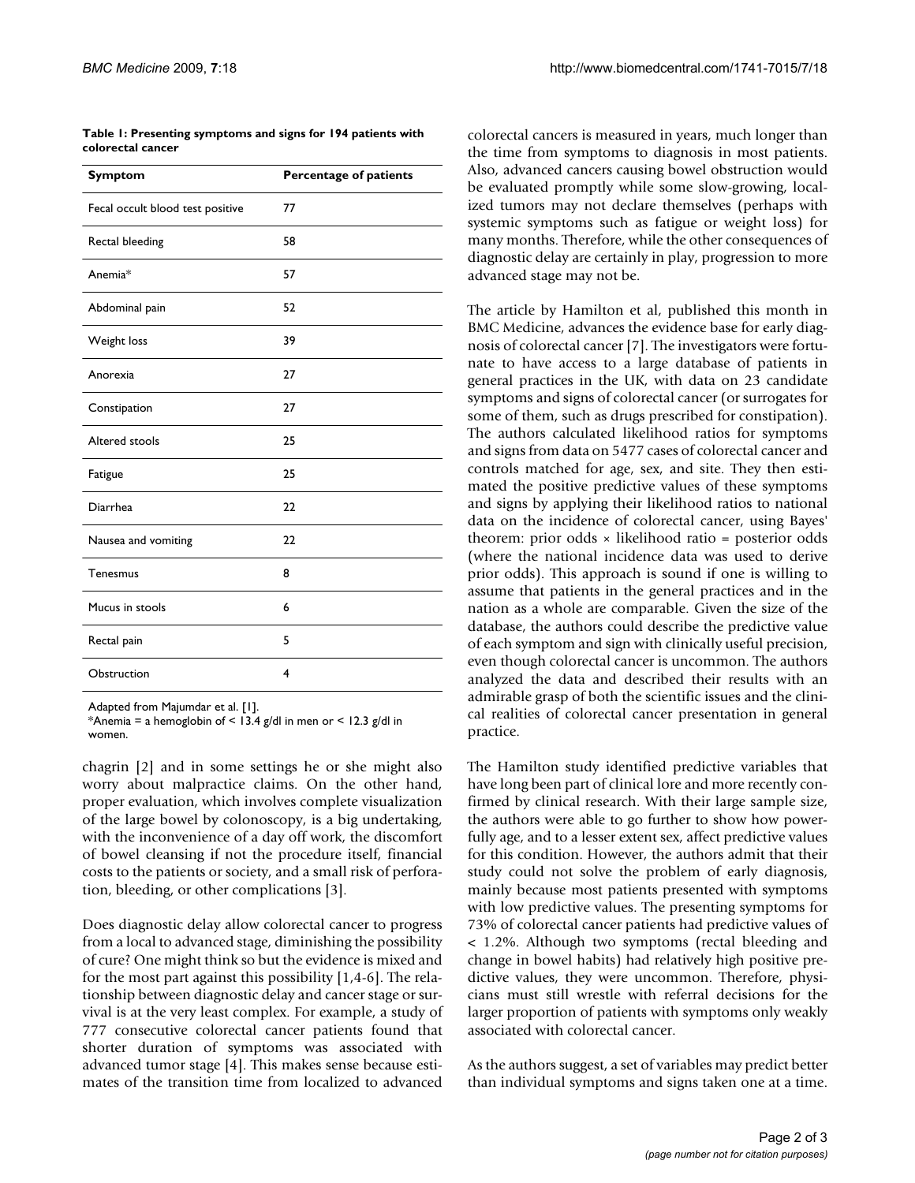**Table 1: Presenting symptoms and signs for 194 patients with colorectal cancer**

| Symptom | Percentage of patients |
| --- | --- |
| Fecal occult blood test positive | 77 |
| Rectal bleeding | 58 |
| Anemia* | 57 |
| Abdominal pain | 52 |
| Weight loss | 39 |
| Anorexia | 27 |
| Constipation | 27 |
| Altered stools | 25 |
| Fatigue | 25 |
| Diarrhea | 22 |
| Nausea and vomiting | 22 |
| Tenesmus | 8 |
| Mucus in stools | 6 |
| Rectal pain | 5 |
| Obstruction | 4 |

Adapted from Majumdar et al. [1].
*Anemia = a hemoglobin of < 13.4 g/dl in men or < 12.3 g/dl in women.

chagrin [2] and in some settings he or she might also worry about malpractice claims. On the other hand, proper evaluation, which involves complete visualization of the large bowel by colonoscopy, is a big undertaking, with the inconvenience of a day off work, the discomfort of bowel cleansing if not the procedure itself, financial costs to the patients or society, and a small risk of perforation, bleeding, or other complications [3].

Does diagnostic delay allow colorectal cancer to progress from a local to advanced stage, diminishing the possibility of cure? One might think so but the evidence is mixed and for the most part against this possibility [1,4-6]. The relationship between diagnostic delay and cancer stage or survival is at the very least complex. For example, a study of 777 consecutive colorectal cancer patients found that shorter duration of symptoms was associated with advanced tumor stage [4]. This makes sense because estimates of the transition time from localized to advanced colorectal cancers is measured in years, much longer than the time from symptoms to diagnosis in most patients. Also, advanced cancers causing bowel obstruction would be evaluated promptly while some slow-growing, localized tumors may not declare themselves (perhaps with systemic symptoms such as fatigue or weight loss) for many months. Therefore, while the other consequences of diagnostic delay are certainly in play, progression to more advanced stage may not be.

The article by Hamilton et al, published this month in BMC Medicine, advances the evidence base for early diagnosis of colorectal cancer [7]. The investigators were fortunate to have access to a large database of patients in general practices in the UK, with data on 23 candidate symptoms and signs of colorectal cancer (or surrogates for some of them, such as drugs prescribed for constipation). The authors calculated likelihood ratios for symptoms and signs from data on 5477 cases of colorectal cancer and controls matched for age, sex, and site. They then estimated the positive predictive values of these symptoms and signs by applying their likelihood ratios to national data on the incidence of colorectal cancer, using Bayes' theorem: prior odds × likelihood ratio = posterior odds (where the national incidence data was used to derive prior odds). This approach is sound if one is willing to assume that patients in the general practices and in the nation as a whole are comparable. Given the size of the database, the authors could describe the predictive value of each symptom and sign with clinically useful precision, even though colorectal cancer is uncommon. The authors analyzed the data and described their results with an admirable grasp of both the scientific issues and the clinical realities of colorectal cancer presentation in general practice.

The Hamilton study identified predictive variables that have long been part of clinical lore and more recently confirmed by clinical research. With their large sample size, the authors were able to go further to show how powerfully age, and to a lesser extent sex, affect predictive values for this condition. However, the authors admit that their study could not solve the problem of early diagnosis, mainly because most patients presented with symptoms with low predictive values. The presenting symptoms for 73% of colorectal cancer patients had predictive values of < 1.2%. Although two symptoms (rectal bleeding and change in bowel habits) had relatively high positive predictive values, they were uncommon. Therefore, physicians must still wrestle with referral decisions for the larger proportion of patients with symptoms only weakly associated with colorectal cancer.

As the authors suggest, a set of variables may predict better than individual symptoms and signs taken one at a time.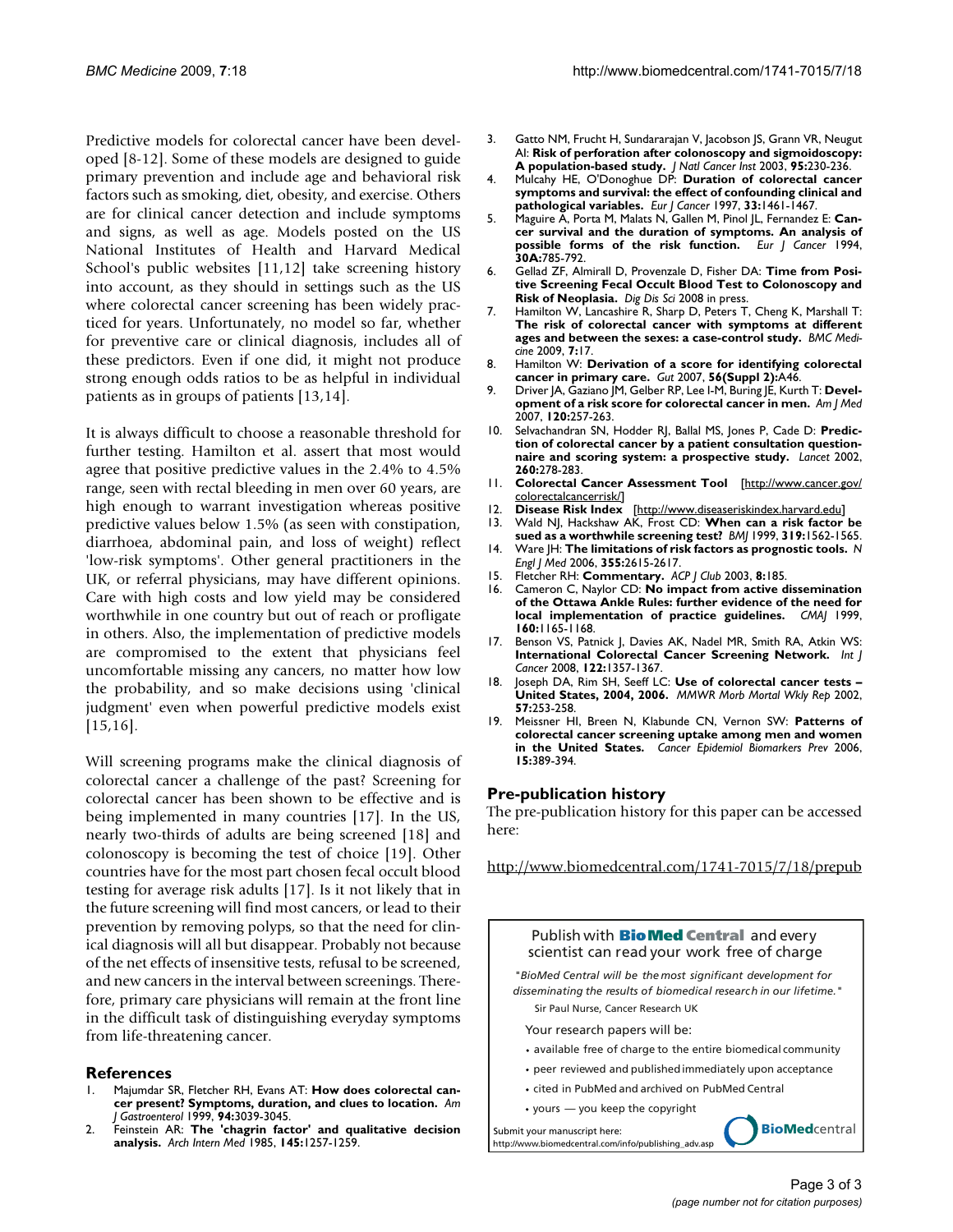Predictive models for colorectal cancer have been developed [8-12]. Some of these models are designed to guide primary prevention and include age and behavioral risk factors such as smoking, diet, obesity, and exercise. Others are for clinical cancer detection and include symptoms and signs, as well as age. Models posted on the US National Institutes of Health and Harvard Medical School's public websites [11,12] take screening history into account, as they should in settings such as the US where colorectal cancer screening has been widely practiced for years. Unfortunately, no model so far, whether for preventive care or clinical diagnosis, includes all of these predictors. Even if one did, it might not produce strong enough odds ratios to be as helpful in individual patients as in groups of patients [13,14].

It is always difficult to choose a reasonable threshold for further testing. Hamilton et al. assert that most would agree that positive predictive values in the 2.4% to 4.5% range, seen with rectal bleeding in men over 60 years, are high enough to warrant investigation whereas positive predictive values below 1.5% (as seen with constipation, diarrhoea, abdominal pain, and loss of weight) reflect 'low-risk symptoms'. Other general practitioners in the UK, or referral physicians, may have different opinions. Care with high costs and low yield may be considered worthwhile in one country but out of reach or profligate in others. Also, the implementation of predictive models are compromised to the extent that physicians feel uncomfortable missing any cancers, no matter how low the probability, and so make decisions using 'clinical judgment' even when powerful predictive models exist [15,16].

Will screening programs make the clinical diagnosis of colorectal cancer a challenge of the past? Screening for colorectal cancer has been shown to be effective and is being implemented in many countries [17]. In the US, nearly two-thirds of adults are being screened [18] and colonoscopy is becoming the test of choice [19]. Other countries have for the most part chosen fecal occult blood testing for average risk adults [17]. Is it not likely that in the future screening will find most cancers, or lead to their prevention by removing polyps, so that the need for clinical diagnosis will all but disappear. Probably not because of the net effects of insensitive tests, refusal to be screened, and new cancers in the interval between screenings. Therefore, primary care physicians will remain at the front line in the difficult task of distinguishing everyday symptoms from life-threatening cancer.

## References

1. Majumdar SR, Fletcher RH, Evans AT: **How does colorectal cancer present? Symptoms, duration, and clues to location.** *Am J Gastroenterol* 1999, **94:**3039-3045.
2. Feinstein AR: **The 'chagrin factor' and qualitative decision analysis.** *Arch Intern Med* 1985, **145:**1257-1259.
3. Gatto NM, Frucht H, Sundararajan V, Jacobson JS, Grann VR, Neugut AI: **Risk of perforation after colonoscopy and sigmoidoscopy: A population-based study.** *J Natl Cancer Inst* 2003, **95:**230-236.
4. Mulcahy HE, O'Donoghue DP: **Duration of colorectal cancer symptoms and survival: the effect of confounding clinical and pathological variables.** *Eur J Cancer* 1997, **33:**1461-1467.
5. Maguire A, Porta M, Malats N, Gallen M, Pinol JL, Fernandez E: **Cancer survival and the duration of symptoms. An analysis of possible forms of the risk function.** *Eur J Cancer* 1994, **30A:**785-792.
6. Gellad ZF, Almirall D, Provenzale D, Fisher DA: **Time from Positive Screening Fecal Occult Blood Test to Colonoscopy and Risk of Neoplasia.** *Dig Dis Sci* 2008 in press.
7. Hamilton W, Lancashire R, Sharp D, Peters T, Cheng K, Marshall T: **The risk of colorectal cancer with symptoms at different ages and between the sexes: a case-control study.** *BMC Medicine* 2009, **7:**17.
8. Hamilton W: **Derivation of a score for identifying colorectal cancer in primary care.** *Gut* 2007, **56(Suppl 2):**A46.
9. Driver JA, Gaziano JM, Gelber RP, Lee I-M, Buring JE, Kurth T: **Development of a risk score for colorectal cancer in men.** *Am J Med* 2007, **120:**257-263.
10. Selvachandran SN, Hodder RJ, Ballal MS, Jones P, Cade D: **Prediction of colorectal cancer by a patient consultation questionnaire and scoring system: a prospective study.** *Lancet* 2002, **260:**278-283.
11. **Colorectal Cancer Assessment Tool** [http://www.cancer.gov/colorectalcancerrisk/]
12. **Disease Risk Index** [http://www.diseaseriskindex.harvard.edu]
13. Wald NJ, Hackshaw AK, Frost CD: **When can a risk factor be sued as a worthwhile screening test?** *BMJ* 1999, **319:**1562-1565.
14. Ware JH: **The limitations of risk factors as prognostic tools.** *N Engl J Med* 2006, **355:**2615-2617.
15. Fletcher RH: **Commentary.** *ACP J Club* 2003, **8:**185.
16. Cameron C, Naylor CD: **No impact from active dissemination of the Ottawa Ankle Rules: further evidence of the need for local implementation of practice guidelines.** *CMAJ* 1999, **160:**1165-1168.
17. Benson VS, Patnick J, Davies AK, Nadel MR, Smith RA, Atkin WS: **International Colorectal Cancer Screening Network.** *Int J Cancer* 2008, **122:**1357-1367.
18. Joseph DA, Rim SH, Seeff LC: **Use of colorectal cancer tests – United States, 2004, 2006.** *MMWR Morb Mortal Wkly Rep* 2002, **57:**253-258.
19. Meissner HI, Breen N, Klabunde CN, Vernon SW: **Patterns of colorectal cancer screening uptake among men and women in the United States.** *Cancer Epidemiol Biomarkers Prev* 2006, **15:**389-394.

## Pre-publication history

The pre-publication history for this paper can be accessed here:

http://www.biomedcentral.com/1741-7015/7/18/prepub

Publish with **BioMed Central** and every scientist can read your work free of charge

*"BioMed Central will be the most significant development for disseminating the results of biomedical research in our lifetime."*
Sir Paul Nurse, Cancer Research UK

Your research papers will be:

- available free of charge to the entire biomedical community
- peer reviewed and published immediately upon acceptance
- cited in PubMed and archived on PubMed Central
- yours — you keep the copyright

Submit your manuscript here:
http://www.biomedcentral.com/info/publishing_adv.asp

BioMedcentral